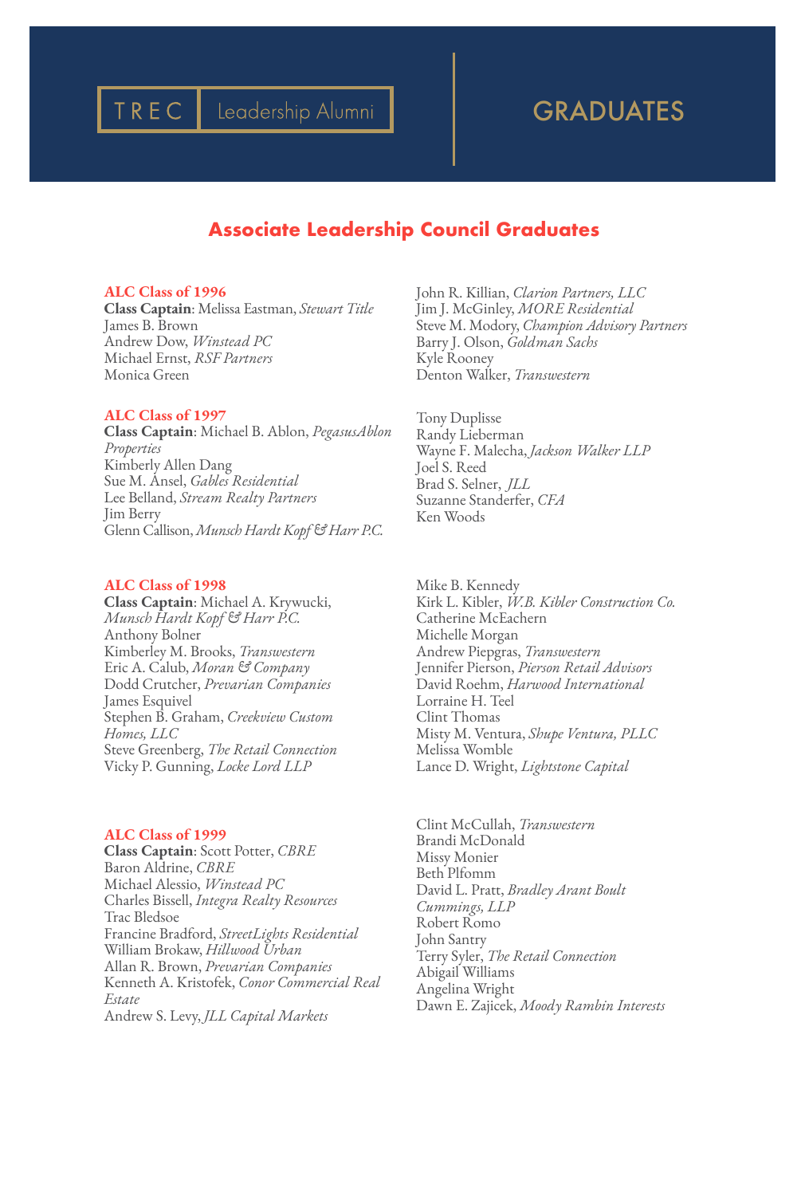# TREC | Leadership Alumni

# GRADUATES

## Associate Leadership Council Graduates

**ALC Class of 1996**
**Class Captain**: Melissa Eastman, *Stewart Title*
James B. Brown
Andrew Dow, *Winstead PC*
Michael Ernst, *RSF Partners*
Monica Green
John R. Killian, *Clarion Partners, LLC*
Jim J. McGinley, *MORE Residential*
Steve M. Modory, *Champion Advisory Partners*
Barry J. Olson, *Goldman Sachs*
Kyle Rooney
Denton Walker, *Transwestern*

**ALC Class of 1997**
**Class Captain**: Michael B. Ablon, *PegasusAblon Properties*
Kimberly Allen Dang
Sue M. Ansel, *Gables Residential*
Lee Belland, *Stream Realty Partners*
Jim Berry
Glenn Callison, *Munsch Hardt Kopf & Harr P.C.*
Tony Duplisse
Randy Lieberman
Wayne F. Malecha, *Jackson Walker LLP*
Joel S. Reed
Brad S. Selner, *JLL*
Suzanne Standerfer, *CFA*
Ken Woods

**ALC Class of 1998**
**Class Captain**: Michael A. Krywucki, *Munsch Hardt Kopf & Harr P.C.*
Anthony Bolner
Kimberley M. Brooks, *Transwestern*
Eric A. Calub, *Moran & Company*
Dodd Crutcher, *Prevarian Companies*
James Esquivel
Stephen B. Graham, *Creekview Custom Homes, LLC*
Steve Greenberg, *The Retail Connection*
Vicky P. Gunning, *Locke Lord LLP*
Mike B. Kennedy
Kirk L. Kibler, *W.B. Kibler Construction Co.*
Catherine McEachern
Michelle Morgan
Andrew Piepgras, *Transwestern*
Jennifer Pierson, *Pierson Retail Advisors*
David Roehm, *Harwood International*
Lorraine H. Teel
Clint Thomas
Misty M. Ventura, *Shupe Ventura, PLLC*
Melissa Womble
Lance D. Wright, *Lightstone Capital*

**ALC Class of 1999**
**Class Captain**: Scott Potter, *CBRE*
Baron Aldrine, *CBRE*
Michael Alessio, *Winstead PC*
Charles Bissell, *Integra Realty Resources*
Trac Bledsoe
Francine Bradford, *StreetLights Residential*
William Brokaw, *Hillwood Urban*
Allan R. Brown, *Prevarian Companies*
Kenneth A. Kristofek, *Conor Commercial Real Estate*
Andrew S. Levy, *JLL Capital Markets*
Clint McCullah, *Transwestern*
Brandi McDonald
Missy Monier
Beth Plfomm
David L. Pratt, *Bradley Arant Boult Cummings, LLP*
Robert Romo
John Santry
Terry Syler, *The Retail Connection*
Abigail Williams
Angelina Wright
Dawn E. Zajicek, *Moody Rambin Interests*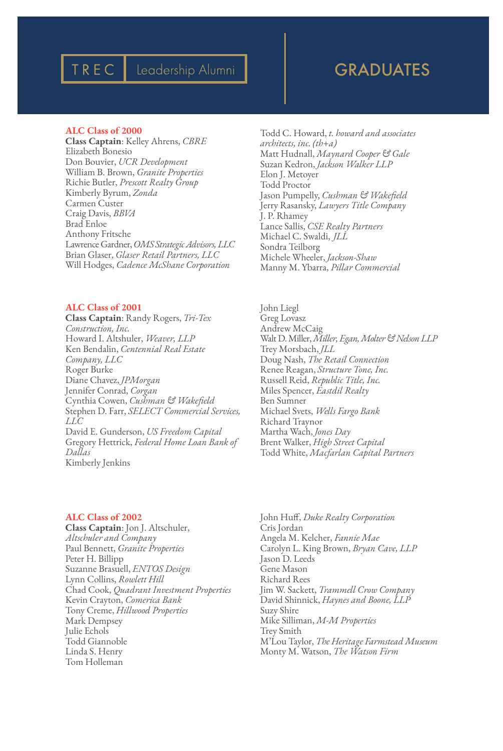TREC | Leadership Alumni

# GRADUATES

## ALC Class of 2000

**Class Captain**: Kelley Ahrens, *CBRE*
Elizabeth Bonesio
Don Bouvier, *UCR Development*
William B. Brown, *Granite Properties*
Richie Butler, *Prescott Realty Group*
Kimberly Byrum, *Zonda*
Carmen Custer
Craig Davis, *BBVA*
Brad Enloe
Anthony Fritsche
Lawrence Gardner, *OMS Strategic Advisors, LLC*
Brian Glaser, *Glaser Retail Partners, LLC*
Will Hodges, *Cadence McShane Corporation*
Todd C. Howard, *t. howard and associates architects, inc. (th+a)*
Matt Hudnall, *Maynard Cooper & Gale*
Suzan Kedron, *Jackson Walker LLP*
Elon J. Metoyer
Todd Proctor
Jason Pumpelly, *Cushman & Wakefield*
Jerry Rasansky, *Lawyers Title Company*
J. P. Rhamey
Lance Sallis, *CSE Realty Partners*
Michael C. Swaldi, *JLL*
Sondra Teilborg
Michele Wheeler, *Jackson-Shaw*
Manny M. Ybarra, *Pillar Commercial*

## ALC Class of 2001

**Class Captain**: Randy Rogers, *Tri-Tex Construction, Inc.*
Howard I. Altshuler, *Weaver, LLP*
Ken Bendalin, *Centennial Real Estate Company, LLC*
Roger Burke
Diane Chavez, *JPMorgan*
Jennifer Conrad, *Corgan*
Cynthia Cowen, *Cushman & Wakefield*
Stephen D. Farr, *SELECT Commercial Services, LLC*
David E. Gunderson, *US Freedom Capital*
Gregory Hettrick, *Federal Home Loan Bank of Dallas*
Kimberly Jenkins
John Liegl
Greg Lovasz
Andrew McCaig
Walt D. Miller, *Miller, Egan, Molter & Nelson LLP*
Trey Morsbach, *JLL*
Doug Nash, *The Retail Connection*
Renee Reagan, *Structure Tone, Inc.*
Russell Reid, *Republic Title, Inc.*
Miles Spencer, *Eastdil Realty*
Ben Sumner
Michael Svets, *Wells Fargo Bank*
Richard Traynor
Martha Wach, *Jones Day*
Brent Walker, *High Street Capital*
Todd White, *Macfarlan Capital Partners*

## ALC Class of 2002

**Class Captain**: Jon J. Altschuler, *Altschuler and Company*
Paul Bennett, *Granite Properties*
Peter H. Billipp
Suzanne Brasuell, *ENTOS Design*
Lynn Collins, *Rowlett Hill*
Chad Cook, *Quadrant Investment Properties*
Kevin Crayton, *Comerica Bank*
Tony Creme, *Hillwood Properties*
Mark Dempsey
Julie Echols
Todd Giannoble
Linda S. Henry
Tom Holleman
John Huff, *Duke Realty Corporation*
Cris Jordan
Angela M. Kelcher, *Fannie Mae*
Carolyn L. King Brown, *Bryan Cave, LLP*
Jason D. Leeds
Gene Mason
Richard Rees
Jim W. Sackett, *Trammell Crow Company*
David Shinnick, *Haynes and Boone, LLP*
Suzy Shire
Mike Silliman, *M-M Properties*
Trey Smith
M'Lou Taylor, *The Heritage Farmstead Museum*
Monty M. Watson, *The Watson Firm*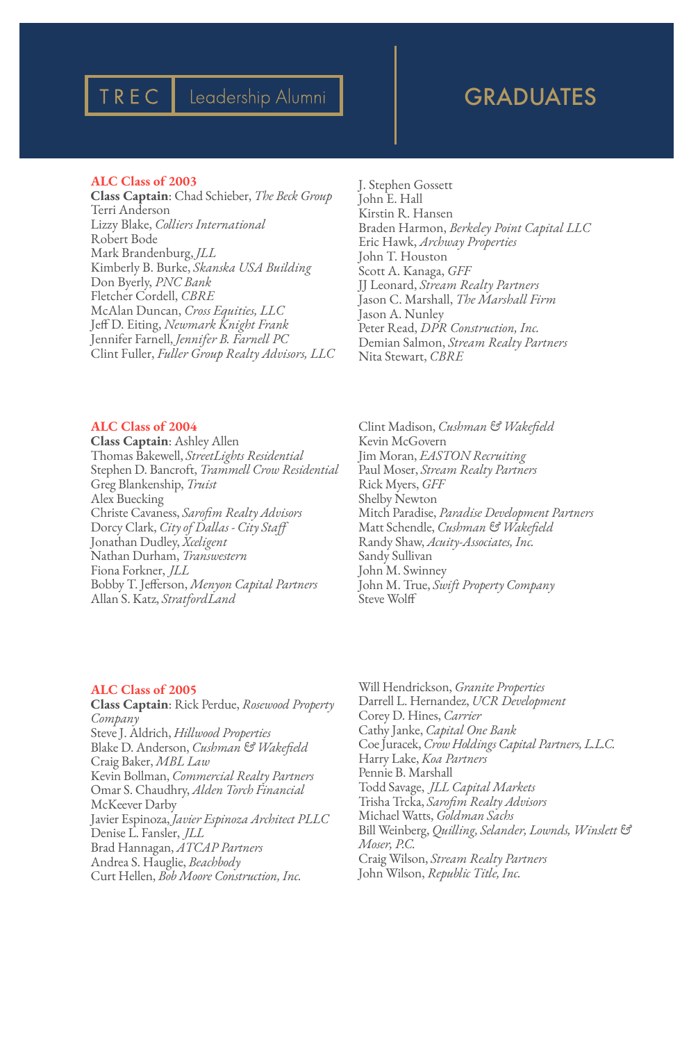# TREC Leadership Alumni

# GRADUATES

## ALC Class of 2003

**Class Captain**: Chad Schieber, *The Beck Group*
Terri Anderson
Lizzy Blake, *Colliers International*
Robert Bode
Mark Brandenburg, *JLL*
Kimberly B. Burke, *Skanska USA Building*
Don Byerly, *PNC Bank*
Fletcher Cordell, *CBRE*
McAlan Duncan, *Cross Equities, LLC*
Jeff D. Eiting, *Newmark Knight Frank*
Jennifer Farnell, *Jennifer B. Farnell PC*
Clint Fuller, *Fuller Group Realty Advisors, LLC*
J. Stephen Gossett
John E. Hall
Kirstin R. Hansen
Braden Harmon, *Berkeley Point Capital LLC*
Eric Hawk, *Archway Properties*
John T. Houston
Scott A. Kanaga, *GFF*
JJ Leonard, *Stream Realty Partners*
Jason C. Marshall, *The Marshall Firm*
Jason A. Nunley
Peter Read, *DPR Construction, Inc.*
Demian Salmon, *Stream Realty Partners*
Nita Stewart, *CBRE*

## ALC Class of 2004

**Class Captain**: Ashley Allen
Thomas Bakewell, *StreetLights Residential*
Stephen D. Bancroft, *Trammell Crow Residential*
Greg Blankenship, *Truist*
Alex Buecking
Christe Cavaness, *Sarofim Realty Advisors*
Dorcy Clark, *City of Dallas - City Staff*
Jonathan Dudley, *Xceligent*
Nathan Durham, *Transwestern*
Fiona Forkner, *JLL*
Bobby T. Jefferson, *Menyon Capital Partners*
Allan S. Katz, *StratfordLand*
Clint Madison, *Cushman & Wakefield*
Kevin McGovern
Jim Moran, *EASTON Recruiting*
Paul Moser, *Stream Realty Partners*
Rick Myers, *GFF*
Shelby Newton
Mitch Paradise, *Paradise Development Partners*
Matt Schendle, *Cushman & Wakefield*
Randy Shaw, *Acuity-Associates, Inc.*
Sandy Sullivan
John M. Swinney
John M. True, *Swift Property Company*
Steve Wolff

## ALC Class of 2005

**Class Captain**: Rick Perdue, *Rosewood Property Company*
Steve J. Aldrich, *Hillwood Properties*
Blake D. Anderson, *Cushman & Wakefield*
Craig Baker, *MBL Law*
Kevin Bollman, *Commercial Realty Partners*
Omar S. Chaudhry, *Alden Torch Financial*
McKeever Darby
Javier Espinoza, *Javier Espinoza Architect PLLC*
Denise L. Fansler, *JLL*
Brad Hannagan, *ATCAP Partners*
Andrea S. Hauglie, *Beachbody*
Curt Hellen, *Bob Moore Construction, Inc.*
Will Hendrickson, *Granite Properties*
Darrell L. Hernandez, *UCR Development*
Corey D. Hines, *Carrier*
Cathy Janke, *Capital One Bank*
Coe Juracek, *Crow Holdings Capital Partners, L.L.C.*
Harry Lake, *Koa Partners*
Pennie B. Marshall
Todd Savage, *JLL Capital Markets*
Trisha Trcka, *Sarofim Realty Advisors*
Michael Watts, *Goldman Sachs*
Bill Weinberg, *Quilling, Selander, Lownds, Winslett & Moser, P.C.*
Craig Wilson, *Stream Realty Partners*
John Wilson, *Republic Title, Inc.*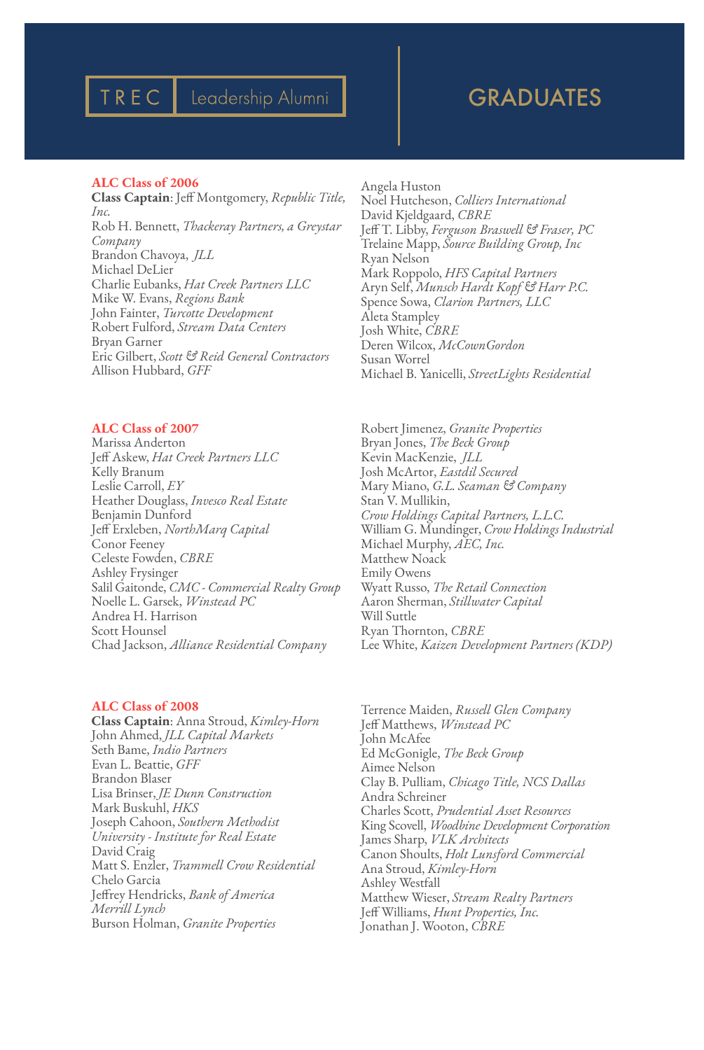TREC Leadership Alumni

# GRADUATES

## ALC Class of 2006

**Class Captain**: Jeff Montgomery, *Republic Title, Inc.*
Rob H. Bennett, *Thackeray Partners, a Greystar Company*
Brandon Chavoya, *JLL*
Michael DeLier
Charlie Eubanks, *Hat Creek Partners LLC*
Mike W. Evans, *Regions Bank*
John Fainter, *Turcotte Development*
Robert Fulford, *Stream Data Centers*
Bryan Garner
Eric Gilbert, *Scott & Reid General Contractors*
Allison Hubbard, *GFF*
Angela Huston
Noel Hutcheson, *Colliers International*
David Kjeldgaard, *CBRE*
Jeff T. Libby, *Ferguson Braswell & Fraser, PC*
Trelaine Mapp, *Source Building Group, Inc*
Ryan Nelson
Mark Roppolo, *HFS Capital Partners*
Aryn Self, *Munsch Hardt Kopf & Harr P.C.*
Spence Sowa, *Clarion Partners, LLC*
Aleta Stampley
Josh White, *CBRE*
Deren Wilcox, *McCownGordon*
Susan Worrel
Michael B. Yanicelli, *StreetLights Residential*

## ALC Class of 2007

Marissa Anderton
Jeff Askew, *Hat Creek Partners LLC*
Kelly Branum
Leslie Carroll, *EY*
Heather Douglass, *Invesco Real Estate*
Benjamin Dunford
Jeff Erxleben, *NorthMarq Capital*
Conor Feeney
Celeste Fowden, *CBRE*
Ashley Frysinger
Salil Gaitonde, *CMC - Commercial Realty Group*
Noelle L. Garsek, *Winstead PC*
Andrea H. Harrison
Scott Hounsel
Chad Jackson, *Alliance Residential Company*
Robert Jimenez, *Granite Properties*
Bryan Jones, *The Beck Group*
Kevin MacKenzie, *JLL*
Josh McArtor, *Eastdil Secured*
Mary Miano, *G.L. Seaman & Company*
Stan V. Mullikin, *Crow Holdings Capital Partners, L.L.C.*
William G. Mundinger, *Crow Holdings Industrial*
Michael Murphy, *AEC, Inc.*
Matthew Noack
Emily Owens
Wyatt Russo, *The Retail Connection*
Aaron Sherman, *Stillwater Capital*
Will Suttle
Ryan Thornton, *CBRE*
Lee White, *Kaizen Development Partners (KDP)*

## ALC Class of 2008

**Class Captain**: Anna Stroud, *Kimley-Horn*
John Ahmed, *JLL Capital Markets*
Seth Bame, *Indio Partners*
Evan L. Beattie, *GFF*
Brandon Blaser
Lisa Brinser, *JE Dunn Construction*
Mark Buskuhl, *HKS*
Joseph Cahoon, *Southern Methodist University - Institute for Real Estate*
David Craig
Matt S. Enzler, *Trammell Crow Residential*
Chelo Garcia
Jeffrey Hendricks, *Bank of America Merrill Lynch*
Burson Holman, *Granite Properties*
Terrence Maiden, *Russell Glen Company*
Jeff Matthews, *Winstead PC*
John McAfee
Ed McGonigle, *The Beck Group*
Aimee Nelson
Clay B. Pulliam, *Chicago Title, NCS Dallas*
Andra Schreiner
Charles Scott, *Prudential Asset Resources*
King Scovell, *Woodbine Development Corporation*
James Sharp, *VLK Architects*
Canon Shoults, *Holt Lunsford Commercial*
Ana Stroud, *Kimley-Horn*
Ashley Westfall
Matthew Wieser, *Stream Realty Partners*
Jeff Williams, *Hunt Properties, Inc.*
Jonathan J. Wooton, *CBRE*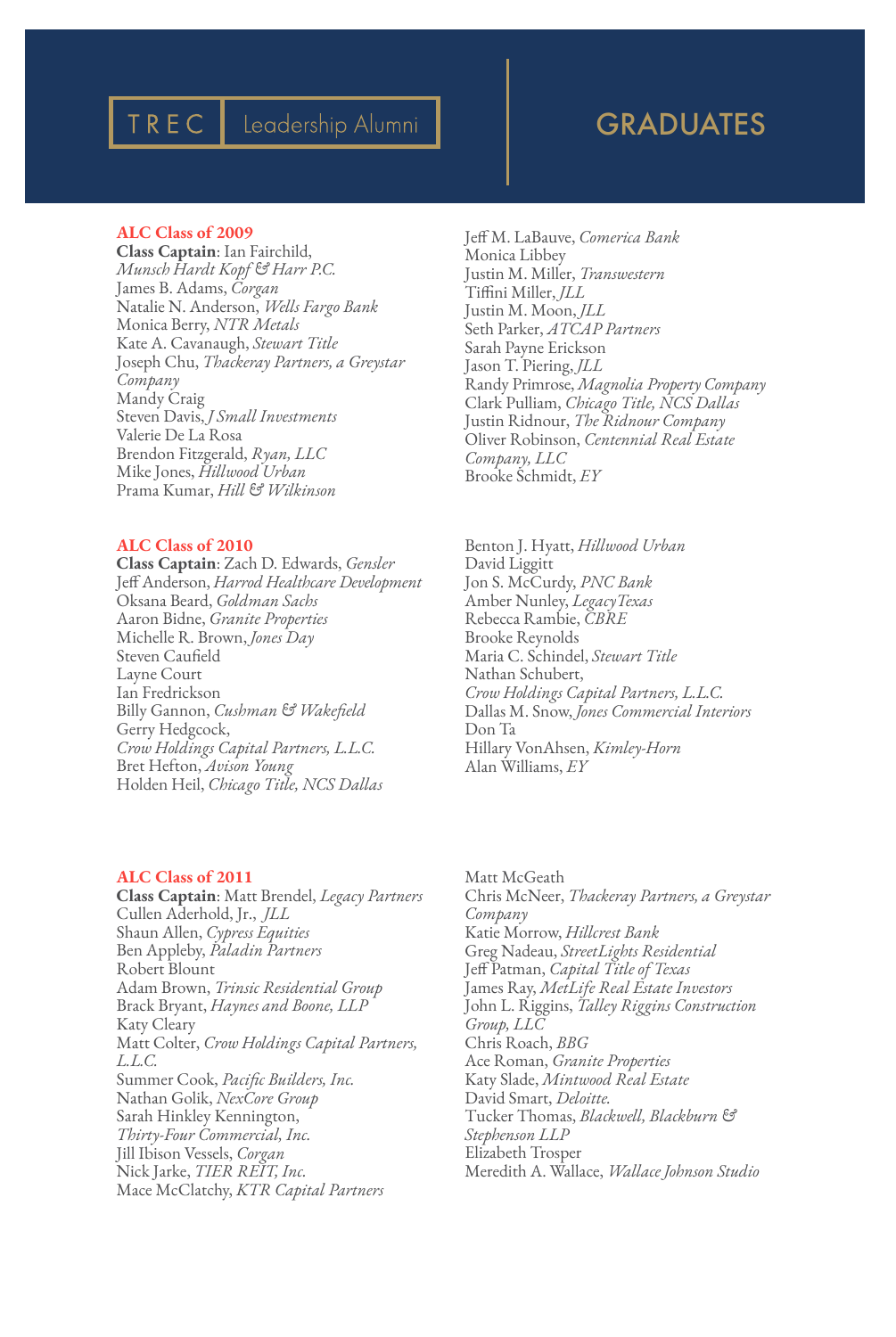TREC | Leadership Alumni

# GRADUATES

## ALC Class of 2009

**Class Captain**: Ian Fairchild, *Munsch Hardt Kopf & Harr P.C.*
James B. Adams, *Corgan*
Natalie N. Anderson, *Wells Fargo Bank*
Monica Berry, *NTR Metals*
Kate A. Cavanaugh, *Stewart Title*
Joseph Chu, *Thackeray Partners, a Greystar Company*
Mandy Craig
Steven Davis, *J Small Investments*
Valerie De La Rosa
Brendon Fitzgerald, *Ryan, LLC*
Mike Jones, *Hillwood Urban*
Prama Kumar, *Hill & Wilkinson*
Jeff M. LaBauve, *Comerica Bank*
Monica Libbey
Justin M. Miller, *Transwestern*
Tiffini Miller, *JLL*
Justin M. Moon, *JLL*
Seth Parker, *ATCAP Partners*
Sarah Payne Erickson
Jason T. Piering, *JLL*
Randy Primrose, *Magnolia Property Company*
Clark Pulliam, *Chicago Title, NCS Dallas*
Justin Ridnour, *The Ridnour Company*
Oliver Robinson, *Centennial Real Estate Company, LLC*
Brooke Schmidt, *EY*

## ALC Class of 2010

**Class Captain**: Zach D. Edwards, *Gensler*
Jeff Anderson, *Harrod Healthcare Development*
Oksana Beard, *Goldman Sachs*
Aaron Bidne, *Granite Properties*
Michelle R. Brown, *Jones Day*
Steven Caufield
Layne Court
Ian Fredrickson
Billy Gannon, *Cushman & Wakefield*
Gerry Hedgcock, *Crow Holdings Capital Partners, L.L.C.*
Bret Hefton, *Avison Young*
Holden Heil, *Chicago Title, NCS Dallas*
Benton J. Hyatt, *Hillwood Urban*
David Liggitt
Jon S. McCurdy, *PNC Bank*
Amber Nunley, *LegacyTexas*
Rebecca Rambie, *CBRE*
Brooke Reynolds
Maria C. Schindel, *Stewart Title*
Nathan Schubert, *Crow Holdings Capital Partners, L.L.C.*
Dallas M. Snow, *Jones Commercial Interiors*
Don Ta
Hillary VonAhsen, *Kimley-Horn*
Alan Williams, *EY*

## ALC Class of 2011

**Class Captain**: Matt Brendel, *Legacy Partners*
Cullen Aderhold, Jr., *JLL*
Shaun Allen, *Cypress Equities*
Ben Appleby, *Paladin Partners*
Robert Blount
Adam Brown, *Trinsic Residential Group*
Brack Bryant, *Haynes and Boone, LLP*
Katy Cleary
Matt Colter, *Crow Holdings Capital Partners, L.L.C.*
Summer Cook, *Pacific Builders, Inc.*
Nathan Golik, *NexCore Group*
Sarah Hinkley Kennington, *Thirty-Four Commercial, Inc.*
Jill Ibison Vessels, *Corgan*
Nick Jarke, *TIER REIT, Inc.*
Mace McClatchy, *KTR Capital Partners*
Matt McGeath
Chris McNeer, *Thackeray Partners, a Greystar Company*
Katie Morrow, *Hillcrest Bank*
Greg Nadeau, *StreetLights Residential*
Jeff Patman, *Capital Title of Texas*
James Ray, *MetLife Real Estate Investors*
John L. Riggins, *Talley Riggins Construction Group, LLC*
Chris Roach, *BBG*
Ace Roman, *Granite Properties*
Katy Slade, *Mintwood Real Estate*
David Smart, *Deloitte.*
Tucker Thomas, *Blackwell, Blackburn & Stephenson LLP*
Elizabeth Trosper
Meredith A. Wallace, *Wallace Johnson Studio*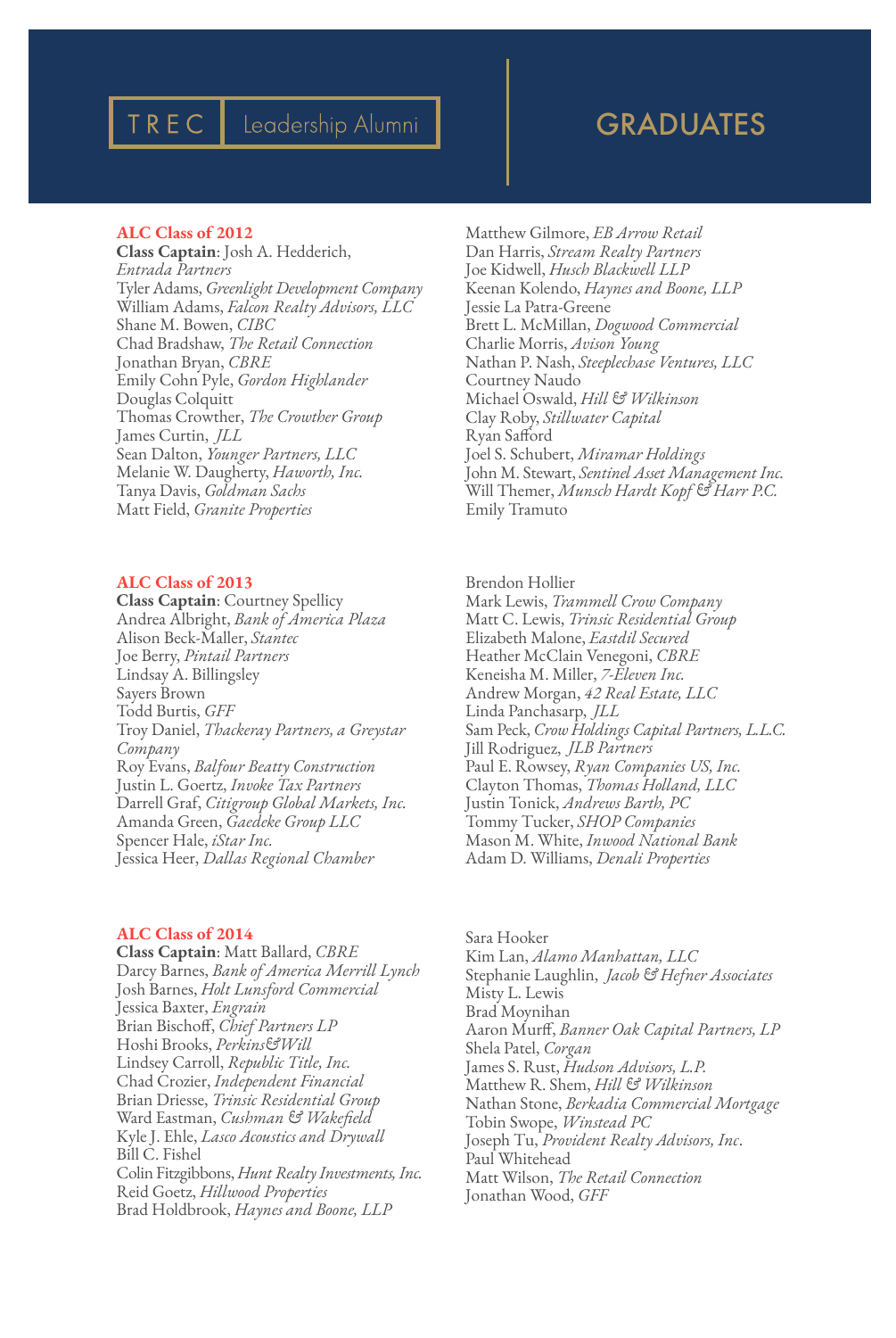# TREC Leadership Alumni

# GRADUATES

## ALC Class of 2012

**Class Captain**: Josh A. Hedderich, *Entrada Partners*
Tyler Adams, *Greenlight Development Company*
William Adams, *Falcon Realty Advisors, LLC*
Shane M. Bowen, *CIBC*
Chad Bradshaw, *The Retail Connection*
Jonathan Bryan, *CBRE*
Emily Cohn Pyle, *Gordon Highlander*
Douglas Colquitt
Thomas Crowther, *The Crowther Group*
James Curtin, *JLL*
Sean Dalton, *Younger Partners, LLC*
Melanie W. Daugherty, *Haworth, Inc.*
Tanya Davis, *Goldman Sachs*
Matt Field, *Granite Properties*
Matthew Gilmore, *EB Arrow Retail*
Dan Harris, *Stream Realty Partners*
Joe Kidwell, *Husch Blackwell LLP*
Keenan Kolendo, *Haynes and Boone, LLP*
Jessie La Patra-Greene
Brett L. McMillan, *Dogwood Commercial*
Charlie Morris, *Avison Young*
Nathan P. Nash, *Steeplechase Ventures, LLC*
Courtney Naudo
Michael Oswald, *Hill & Wilkinson*
Clay Roby, *Stillwater Capital*
Ryan Safford
Joel S. Schubert, *Miramar Holdings*
John M. Stewart, *Sentinel Asset Management Inc.*
Will Themer, *Munsch Hardt Kopf & Harr P.C.*
Emily Tramuto

## ALC Class of 2013

**Class Captain**: Courtney Spellicy
Andrea Albright, *Bank of America Plaza*
Alison Beck-Maller, *Stantec*
Joe Berry, *Pintail Partners*
Lindsay A. Billingsley
Sayers Brown
Todd Burtis, *GFF*
Troy Daniel, *Thackeray Partners, a Greystar Company*
Roy Evans, *Balfour Beatty Construction*
Justin L. Goertz, *Invoke Tax Partners*
Darrell Graf, *Citigroup Global Markets, Inc.*
Amanda Green, *Gaedeke Group LLC*
Spencer Hale, *iStar Inc.*
Jessica Heer, *Dallas Regional Chamber*
Brendon Hollier
Mark Lewis, *Trammell Crow Company*
Matt C. Lewis, *Trinsic Residential Group*
Elizabeth Malone, *Eastdil Secured*
Heather McClain Venegoni, *CBRE*
Keneisha M. Miller, *7-Eleven Inc.*
Andrew Morgan, *42 Real Estate, LLC*
Linda Panchasarp, *JLL*
Sam Peck, *Crow Holdings Capital Partners, L.L.C.*
Jill Rodriguez, *JLB Partners*
Paul E. Rowsey, *Ryan Companies US, Inc.*
Clayton Thomas, *Thomas Holland, LLC*
Justin Tonick, *Andrews Barth, PC*
Tommy Tucker, *SHOP Companies*
Mason M. White, *Inwood National Bank*
Adam D. Williams, *Denali Properties*

## ALC Class of 2014

**Class Captain**: Matt Ballard, *CBRE*
Darcy Barnes, *Bank of America Merrill Lynch*
Josh Barnes, *Holt Lunsford Commercial*
Jessica Baxter, *Engrain*
Brian Bischoff, *Chief Partners LP*
Hoshi Brooks, *Perkins&Will*
Lindsey Carroll, *Republic Title, Inc.*
Chad Crozier, *Independent Financial*
Brian Driesse, *Trinsic Residential Group*
Ward Eastman, *Cushman & Wakefield*
Kyle J. Ehle, *Lasco Acoustics and Drywall*
Bill C. Fishel
Colin Fitzgibbons, *Hunt Realty Investments, Inc.*
Reid Goetz, *Hillwood Properties*
Brad Holdbrook, *Haynes and Boone, LLP*
Sara Hooker
Kim Lan, *Alamo Manhattan, LLC*
Stephanie Laughlin, *Jacob & Hefner Associates*
Misty L. Lewis
Brad Moynihan
Aaron Murff, *Banner Oak Capital Partners, LP*
Shela Patel, *Corgan*
James S. Rust, *Hudson Advisors, L.P.*
Matthew R. Shem, *Hill & Wilkinson*
Nathan Stone, *Berkadia Commercial Mortgage*
Tobin Swope, *Winstead PC*
Joseph Tu, *Provident Realty Advisors, Inc.*
Paul Whitehead
Matt Wilson, *The Retail Connection*
Jonathan Wood, *GFF*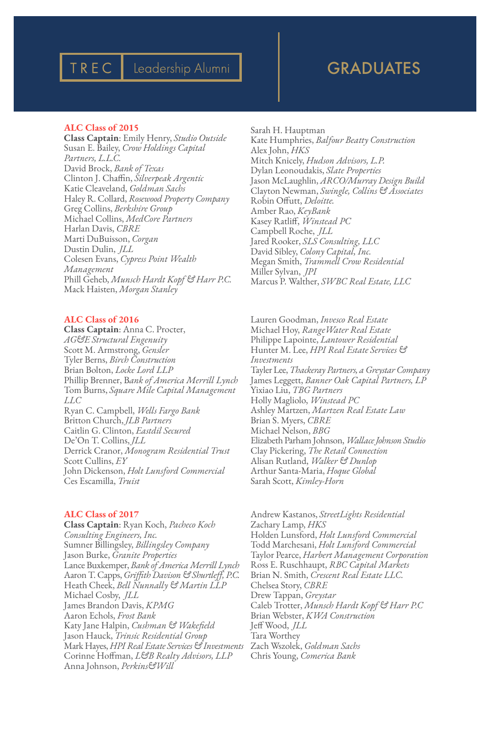TREC | Leadership Alumni

# GRADUATES

## ALC Class of 2015

**Class Captain**: Emily Henry, *Studio Outside*
Susan E. Bailey, *Crow Holdings Capital Partners, L.L.C.*
David Brock, *Bank of Texas*
Clinton J. Chaffin, *Silverpeak Argentic*
Katie Cleaveland, *Goldman Sachs*
Haley R. Collard, *Rosewood Property Company*
Greg Collins, *Berkshire Group*
Michael Collins, *MedCore Partners*
Harlan Davis, *CBRE*
Marti DuBuisson, *Corgan*
Dustin Dulin, *JLL*
Colesen Evans, *Cypress Point Wealth Management*
Phill Geheb, *Munsch Hardt Kopf & Harr P.C.*
Mack Haisten, *Morgan Stanley*
Sarah H. Hauptman
Kate Humphries, *Balfour Beatty Construction*
Alex John, *HKS*
Mitch Knicely, *Hudson Advisors, L.P.*
Dylan Leonoudakis, *Slate Properties*
Jason McLaughlin, *ARCO/Murray Design Build*
Clayton Newman, *Swingle, Collins & Associates*
Robin Offutt, *Deloitte.*
Amber Rao, *KeyBank*
Kasey Ratliff, *Winstead PC*
Campbell Roche, *JLL*
Jared Rooker, *SLS Consulting, LLC*
David Sibley, *Colony Capital, Inc.*
Megan Smith, *Trammell Crow Residential*
Miller Sylvan, *JPI*
Marcus P. Walther, *SWBC Real Estate, LLC*

## ALC Class of 2016

**Class Captain**: Anna C. Procter, *AG&E Structural Engenuity*
Scott M. Armstrong, *Gensler*
Tyler Berns, *Birch Construction*
Brian Bolton, *Locke Lord LLP*
Phillip Brenner, *Bank of America Merrill Lynch*
Tom Burns, *Square Mile Capital Management LLC*
Ryan C. Campbell, *Wells Fargo Bank*
Britton Church, *JLB Partners*
Caitlin G. Clinton, *Eastdil Secured*
De'On T. Collins, *JLL*
Derrick Cranor, *Monogram Residential Trust*
Scott Cullins, *EY*
John Dickenson, *Holt Lunsford Commercial*
Ces Escamilla, *Truist*
Lauren Goodman, *Invesco Real Estate*
Michael Hoy, *RangeWater Real Estate*
Philippe Lapointe, *Lantower Residential*
Hunter M. Lee, *HPI Real Estate Services & Investments*
Tayler Lee, *Thackeray Partners, a Greystar Company*
James Leggett, *Banner Oak Capital Partners, LP*
Yixiao Liu, *TBG Partners*
Holly Magliolo, *Winstead PC*
Ashley Martzen, *Martzen Real Estate Law*
Brian S. Myers, *CBRE*
Michael Nelson, *BBG*
Elizabeth Parham Johnson, *Wallace Johnson Studio*
Clay Pickering, *The Retail Connection*
Alisan Rutland, *Walker & Dunlop*
Arthur Santa-Maria, *Hoque Global*
Sarah Scott, *Kimley-Horn*

## ALC Class of 2017

**Class Captain**: Ryan Koch, *Pacheco Koch Consulting Engineers, Inc.*
Sumner Billingsley, *Billingsley Company*
Jason Burke, *Granite Properties*
Lance Buxkemper, *Bank of America Merrill Lynch*
Aaron T. Capps, *Griffith Davison & Shurtleff, P.C.*
Heath Cheek, *Bell Nunnally & Martin LLP*
Michael Cosby, *JLL*
James Brandon Davis, *KPMG*
Aaron Echols, *Frost Bank*
Katy Jane Halpin, *Cushman & Wakefield*
Jason Hauck, *Trinsic Residential Group*
Mark Hayes, *HPI Real Estate Services & Investments*
Corinne Hoffman, *L&B Realty Advisors, LLP*
Anna Johnson, *Perkins&Will*
Andrew Kastanos, *StreetLights Residential*
Zachary Lamp, *HKS*
Holden Lunsford, *Holt Lunsford Commercial*
Todd Marchesani, *Holt Lunsford Commercial*
Taylor Pearce, *Harbert Management Corporation*
Ross E. Ruschhaupt, *RBC Capital Markets*
Brian N. Smith, *Crescent Real Estate LLC.*
Chelsea Story, *CBRE*
Drew Tappan, *Greystar*
Caleb Trotter, *Munsch Hardt Kopf & Harr P.C*
Brian Webster, *KWA Construction*
Jeff Wood, *JLL*
Tara Worthey
Zach Wszolek, *Goldman Sachs*
Chris Young, *Comerica Bank*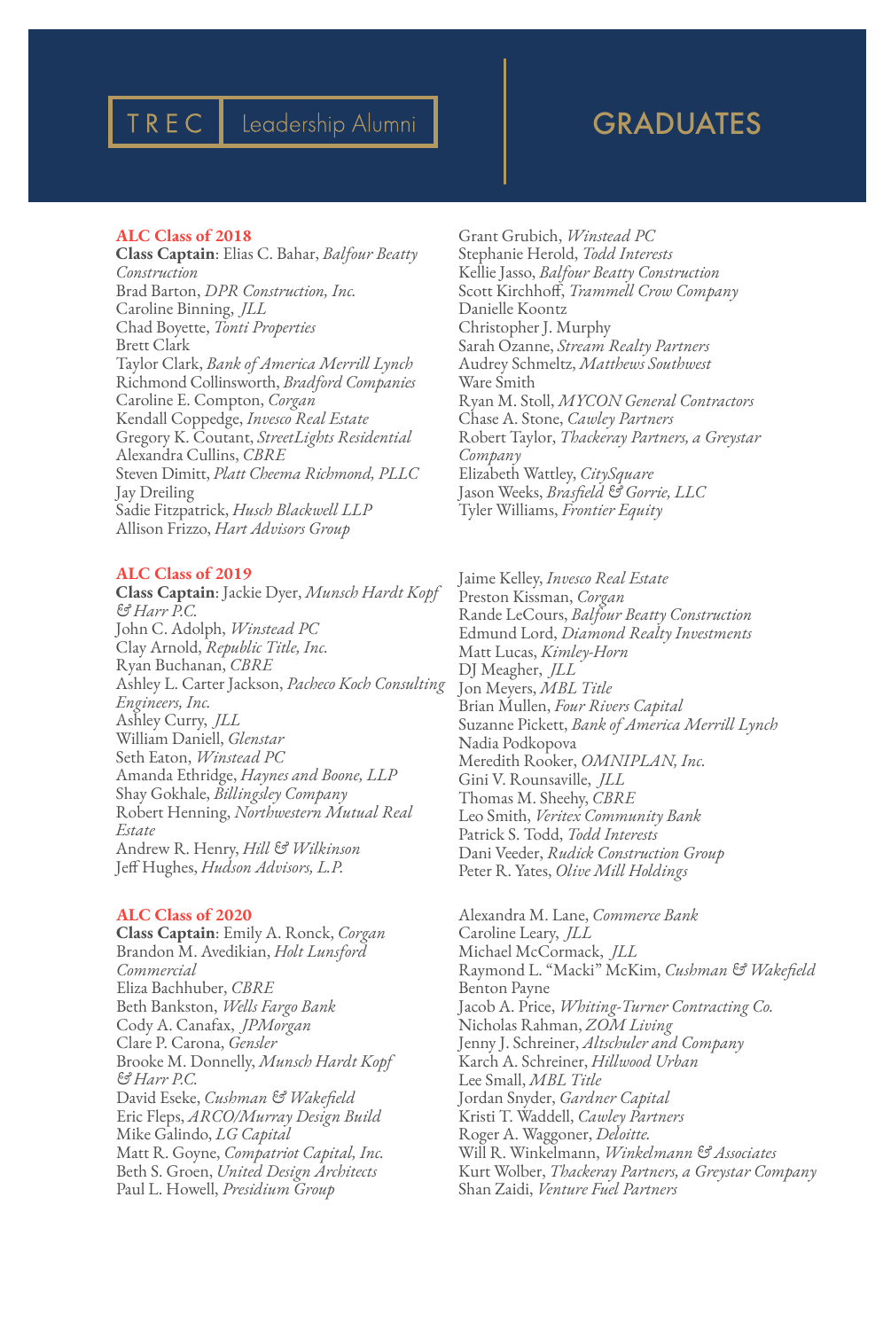TREC | Leadership Alumni

# GRADUATES

## ALC Class of 2018

**Class Captain**: Elias C. Bahar, *Balfour Beatty Construction*
Brad Barton, *DPR Construction, Inc.*
Caroline Binning, *JLL*
Chad Boyette, *Tonti Properties*
Brett Clark
Taylor Clark, *Bank of America Merrill Lynch*
Richmond Collinsworth, *Bradford Companies*
Caroline E. Compton, *Corgan*
Kendall Coppedge, *Invesco Real Estate*
Gregory K. Coutant, *StreetLights Residential*
Alexandra Cullins, *CBRE*
Steven Dimitt, *Platt Cheema Richmond, PLLC*
Jay Dreiling
Sadie Fitzpatrick, *Husch Blackwell LLP*
Allison Frizzo, *Hart Advisors Group*
Grant Grubich, *Winstead PC*
Stephanie Herold, *Todd Interests*
Kellie Jasso, *Balfour Beatty Construction*
Scott Kirchhoff, *Trammell Crow Company*
Danielle Koontz
Christopher J. Murphy
Sarah Ozanne, *Stream Realty Partners*
Audrey Schmeltz, *Matthews Southwest*
Ware Smith
Ryan M. Stoll, *MYCON General Contractors*
Chase A. Stone, *Cawley Partners*
Robert Taylor, *Thackeray Partners, a Greystar Company*
Elizabeth Wattley, *CitySquare*
Jason Weeks, *Brasfield & Gorrie, LLC*
Tyler Williams, *Frontier Equity*

## ALC Class of 2019

**Class Captain**: Jackie Dyer, *Munsch Hardt Kopf & Harr P.C.*
John C. Adolph, *Winstead PC*
Clay Arnold, *Republic Title, Inc.*
Ryan Buchanan, *CBRE*
Ashley L. Carter Jackson, *Pacheco Koch Consulting Engineers, Inc.*
Ashley Curry, *JLL*
William Daniell, *Glenstar*
Seth Eaton, *Winstead PC*
Amanda Ethridge, *Haynes and Boone, LLP*
Shay Gokhale, *Billingsley Company*
Robert Henning, *Northwestern Mutual Real Estate*
Andrew R. Henry, *Hill & Wilkinson*
Jeff Hughes, *Hudson Advisors, L.P.*
Jaime Kelley, *Invesco Real Estate*
Preston Kissman, *Corgan*
Rande LeCours, *Balfour Beatty Construction*
Edmund Lord, *Diamond Realty Investments*
Matt Lucas, *Kimley-Horn*
DJ Meagher, *JLL*
Jon Meyers, *MBL Title*
Brian Mullen, *Four Rivers Capital*
Suzanne Pickett, *Bank of America Merrill Lynch*
Nadia Podkopova
Meredith Rooker, *OMNIPLAN, Inc.*
Gini V. Rounsaville, *JLL*
Thomas M. Sheehy, *CBRE*
Leo Smith, *Veritex Community Bank*
Patrick S. Todd, *Todd Interests*
Dani Veeder, *Rudick Construction Group*
Peter R. Yates, *Olive Mill Holdings*

## ALC Class of 2020

**Class Captain**: Emily A. Ronck, *Corgan*
Brandon M. Avedikian, *Holt Lunsford Commercial*
Eliza Bachhuber, *CBRE*
Beth Bankston, *Wells Fargo Bank*
Cody A. Canafax, *JPMorgan*
Clare P. Carona, *Gensler*
Brooke M. Donnelly, *Munsch Hardt Kopf & Harr P.C.*
David Eseke, *Cushman & Wakefield*
Eric Fleps, *ARCO/Murray Design Build*
Mike Galindo, *LG Capital*
Matt R. Goyne, *Compatriot Capital, Inc.*
Beth S. Groen, *United Design Architects*
Paul L. Howell, *Presidium Group*
Alexandra M. Lane, *Commerce Bank*
Caroline Leary, *JLL*
Michael McCormack, *JLL*
Raymond L. "Macki" McKim, *Cushman & Wakefield*
Benton Payne
Jacob A. Price, *Whiting-Turner Contracting Co.*
Nicholas Rahman, *ZOM Living*
Jenny J. Schreiner, *Altschuler and Company*
Karch A. Schreiner, *Hillwood Urban*
Lee Small, *MBL Title*
Jordan Snyder, *Gardner Capital*
Kristi T. Waddell, *Cawley Partners*
Roger A. Waggoner, *Deloitte.*
Will R. Winkelmann, *Winkelmann & Associates*
Kurt Wolber, *Thackeray Partners, a Greystar Company*
Shan Zaidi, *Venture Fuel Partners*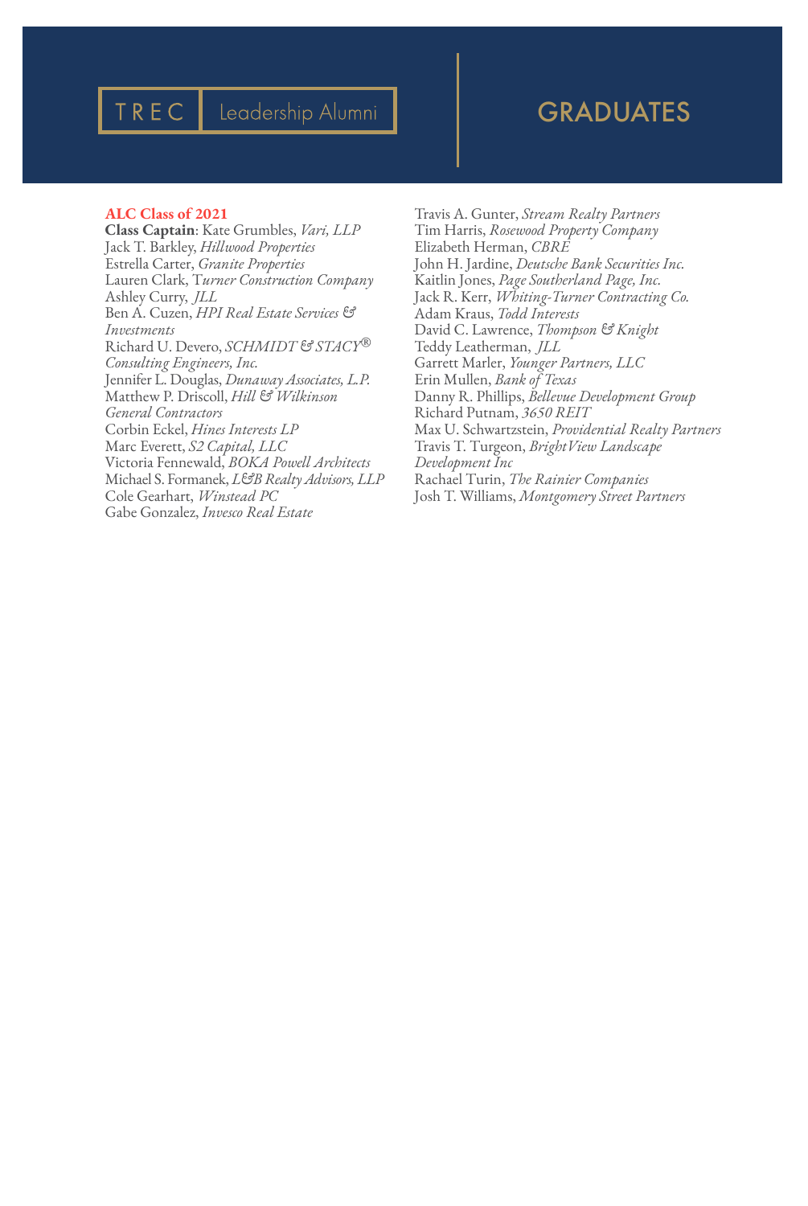TREC | Leadership Alumni

# GRADUATES

**ALC Class of 2021**

**Class Captain**: Kate Grumbles, *Vari, LLP*
Jack T. Barkley, *Hillwood Properties*
Estrella Carter, *Granite Properties*
Lauren Clark, T*urner Construction Company*
Ashley Curry, *JLL*
Ben A. Cuzen, *HPI Real Estate Services & Investments*
Richard U. Devero, *SCHMIDT & STACY® Consulting Engineers, Inc.*
Jennifer L. Douglas, *Dunaway Associates, L.P.*
Matthew P. Driscoll, *Hill & Wilkinson General Contractors*
Corbin Eckel, *Hines Interests LP*
Marc Everett, *S2 Capital, LLC*
Victoria Fennewald, *BOKA Powell Architects*
Michael S. Formanek, *L&B Realty Advisors, LLP*
Cole Gearhart, *Winstead PC*
Gabe Gonzalez, *Invesco Real Estate*
Travis A. Gunter, *Stream Realty Partners*
Tim Harris, *Rosewood Property Company*
Elizabeth Herman, *CBRE*
John H. Jardine, *Deutsche Bank Securities Inc.*
Kaitlin Jones, *Page Southerland Page, Inc.*
Jack R. Kerr, *Whiting-Turner Contracting Co.*
Adam Kraus, *Todd Interests*
David C. Lawrence, *Thompson & Knight*
Teddy Leatherman, *JLL*
Garrett Marler, *Younger Partners, LLC*
Erin Mullen, *Bank of Texas*
Danny R. Phillips, *Bellevue Development Group*
Richard Putnam, *3650 REIT*
Max U. Schwartzstein, *Providential Realty Partners*
Travis T. Turgeon, *BrightView Landscape Development Inc*
Rachael Turin, *The Rainier Companies*
Josh T. Williams, *Montgomery Street Partners*